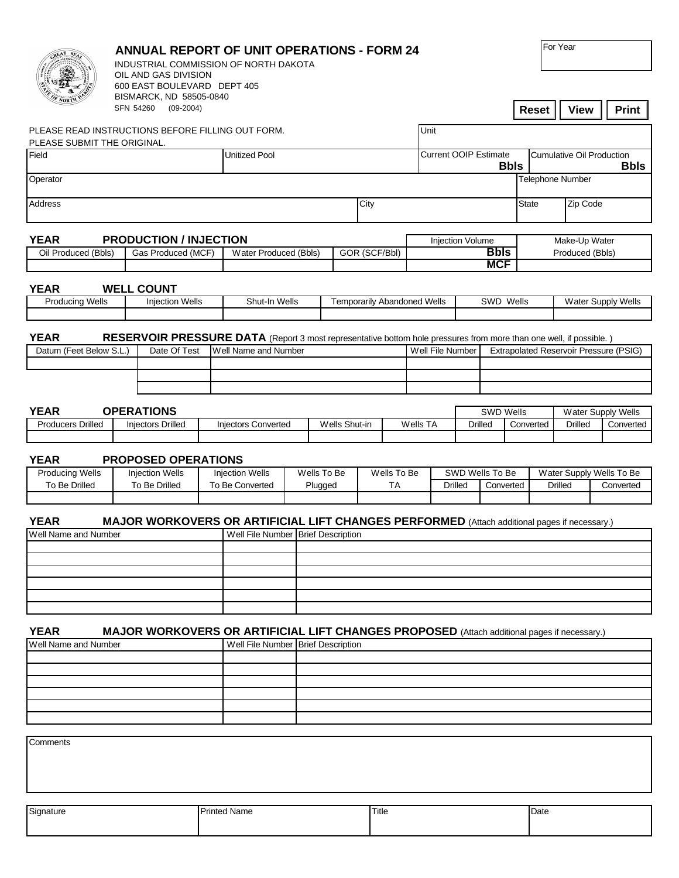# ANNUAL REPORT OF UNIT OPERATIONS - FORM 24

INDUSTRIAL COMMISSION OF NORTH DAKOTA
OIL AND GAS DIVISION
600 EAST BOULEVARD DEPT 405
BISMARCK, ND 58505-0840
SFN 54260 (09-2004)

| For Year |
|---|
| |

Reset | View | Print

PLEASE READ INSTRUCTIONS BEFORE FILLING OUT FORM.
PLEASE SUBMIT THE ORIGINAL.

| Field | Unitized Pool | Unit | |
|---|---|---|---|
| | | Current OOIP Estimate Bbls | Cumulative Oil Production Bbls |

| Operator | | | Telephone Number |
|---|---|---|---|
| Address | City | State | Zip Code |

## YEAR PRODUCTION / INJECTION

| Oil Produced (Bbls) | Gas Produced (MCF) | Water Produced (Bbls) | GOR (SCF/Bbl) | Injection Volume | Make-Up Water Produced (Bbls) |
|---|---|---|---|---|---|
| | | | | Bbls | |
| | | | | MCF | |

## YEAR WELL COUNT

| Producing Wells | Injection Wells | Shut-In Wells | Temporarily Abandoned Wells | SWD Wells | Water Supply Wells |
|---|---|---|---|---|---|
| | | | | | |

## YEAR RESERVOIR PRESSURE DATA (Report 3 most representative bottom hole pressures from more than one well, if possible.)

| Datum (Feet Below S.L.) | Date Of Test | Well Name and Number | Well File Number | Extrapolated Reservoir Pressure (PSIG) |
|---|---|---|---|---|
| | | | | |
| | | | | |
| | | | | |

## YEAR OPERATIONS

| Producers Drilled | Injectors Drilled | Injectors Converted | Wells Shut-in | Wells TA | SWD Wells | | Water Supply Wells | |
|---|---|---|---|---|---|---|---|---|
| | | | | | Drilled | Converted | Drilled | Converted |
| | | | | | | | | |

## YEAR PROPOSED OPERATIONS

| Producing Wells To Be Drilled | Injection Wells To Be Drilled | Injection Wells To Be Converted | Wells To Be Plugged | Wells To Be TA | SWD Wells To Be | | Water Supply Wells To Be | |
|---|---|---|---|---|---|---|---|---|
| | | | | | Drilled | Converted | Drilled | Converted |
| | | | | | | | | |

## YEAR MAJOR WORKOVERS OR ARTIFICIAL LIFT CHANGES PERFORMED (Attach additional pages if necessary.)

| Well Name and Number | Well File Number | Brief Description |
|---|---|---|
| | | |
| | | |
| | | |
| | | |
| | | |
| | | |

## YEAR MAJOR WORKOVERS OR ARTIFICIAL LIFT CHANGES PROPOSED (Attach additional pages if necessary.)

| Well Name and Number | Well File Number | Brief Description |
|---|---|---|
| | | |
| | | |
| | | |
| | | |
| | | |
| | | |

Comments

| Signature | Printed Name | Title | Date |
|---|---|---|---|
| | | | |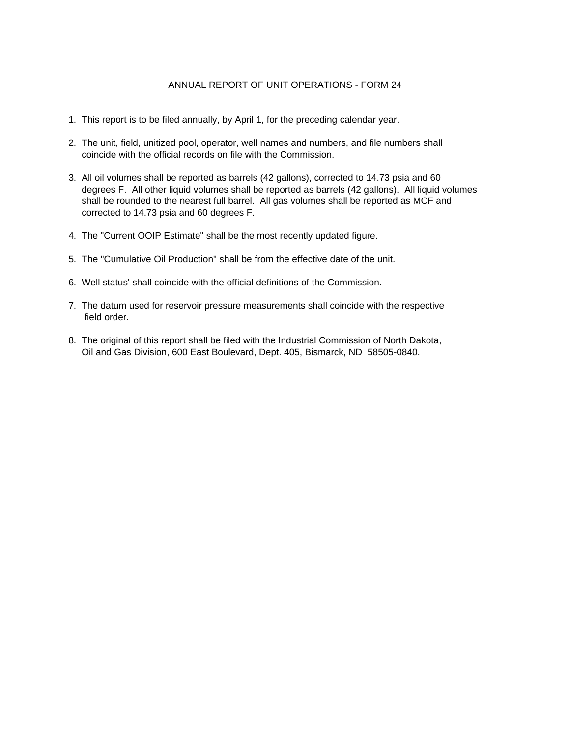# ANNUAL REPORT OF UNIT OPERATIONS - FORM 24

1. This report is to be filed annually, by April 1, for the preceding calendar year.

2. The unit, field, unitized pool, operator, well names and numbers, and file numbers shall coincide with the official records on file with the Commission.

3. All oil volumes shall be reported as barrels (42 gallons), corrected to 14.73 psia and 60 degrees F. All other liquid volumes shall be reported as barrels (42 gallons). All liquid volumes shall be rounded to the nearest full barrel. All gas volumes shall be reported as MCF and corrected to 14.73 psia and 60 degrees F.

4. The "Current OOIP Estimate" shall be the most recently updated figure.

5. The "Cumulative Oil Production" shall be from the effective date of the unit.

6. Well status' shall coincide with the official definitions of the Commission.

7. The datum used for reservoir pressure measurements shall coincide with the respective field order.

8. The original of this report shall be filed with the Industrial Commission of North Dakota, Oil and Gas Division, 600 East Boulevard, Dept. 405, Bismarck, ND 58505-0840.